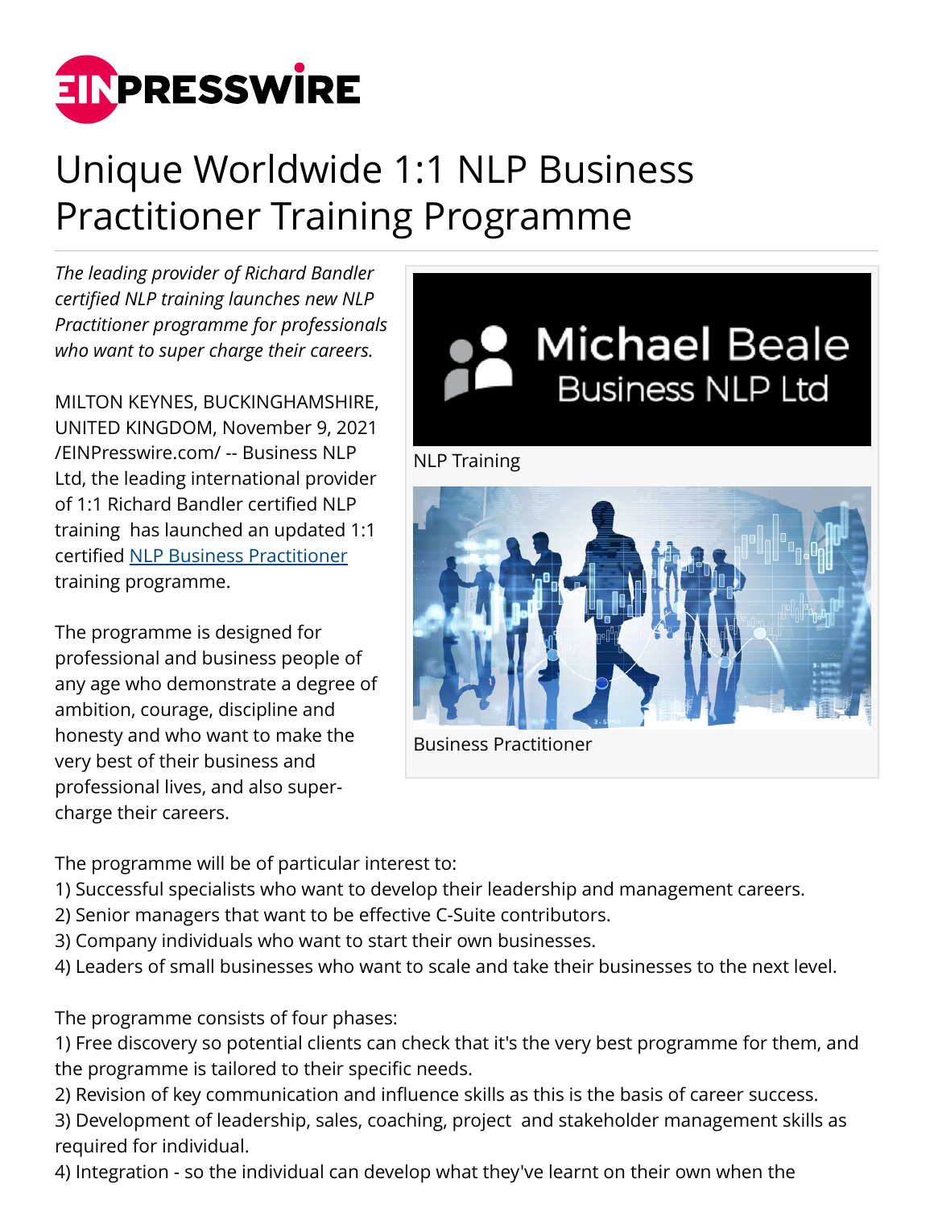// Unique Worldwide 1:1 NLP Business Practitioner Training Programme

*The leading provider of Richard Bandler certified NLP training launches new NLP Practitioner programme for professionals who want to super charge their careers.*

NLP Training

Business Practitioner

MILTON KEYNES, BUCKINGHAMSHIRE, UNITED KINGDOM, November 9, 2021 /EINPresswire.com/ -- Business NLP Ltd, the leading international provider of 1:1 Richard Bandler certified NLP training has launched an updated 1:1 certified [NLP Business Practitioner] training programme.

The programme is designed for professional and business people of any age who demonstrate a degree of ambition, courage, discipline and honesty and who want to make the very best of their business and professional lives, and also super-charge their careers.

The programme will be of particular interest to:
1) Successful specialists who want to develop their leadership and management careers.
2) Senior managers that want to be effective C-Suite contributors.
3) Company individuals who want to start their own businesses.
4) Leaders of small businesses who want to scale and take their businesses to the next level.

The programme consists of four phases:
1) Free discovery so potential clients can check that it's the very best programme for them, and the programme is tailored to their specific needs.
2) Revision of key communication and influence skills as this is the basis of career success.
3) Development of leadership, sales, coaching, project and stakeholder management skills as required for individual.
4) Integration - so the individual can develop what they've learnt on their own when the

# Unique Worldwide 1:1 NLP Business Practitioner Training Programme

*The leading provider of Richard Bandler certified NLP training launches new NLP Practitioner programme for professionals who want to super charge their careers.*

NLP Training

Business Practitioner

MILTON KEYNES, BUCKINGHAMSHIRE, UNITED KINGDOM, November 9, 2021 /EINPresswire.com/ -- Business NLP Ltd, the leading international provider of 1:1 Richard Bandler certified NLP training has launched an updated 1:1 certified [NLP Business Practitioner] training programme.

The programme is designed for professional and business people of any age who demonstrate a degree of ambition, courage, discipline and honesty and who want to make the very best of their business and professional lives, and also super-charge their careers.

The programme will be of particular interest to:
1) Successful specialists who want to develop their leadership and management careers.
2) Senior managers that want to be effective C-Suite contributors.
3) Company individuals who want to start their own businesses.
4) Leaders of small businesses who want to scale and take their businesses to the next level.

The programme consists of four phases:
1) Free discovery so potential clients can check that it's the very best programme for them, and the programme is tailored to their specific needs.
2) Revision of key communication and influence skills as this is the basis of career success.
3) Development of leadership, sales, coaching, project and stakeholder management skills as required for individual.
4) Integration - so the individual can develop what they've learnt on their own when the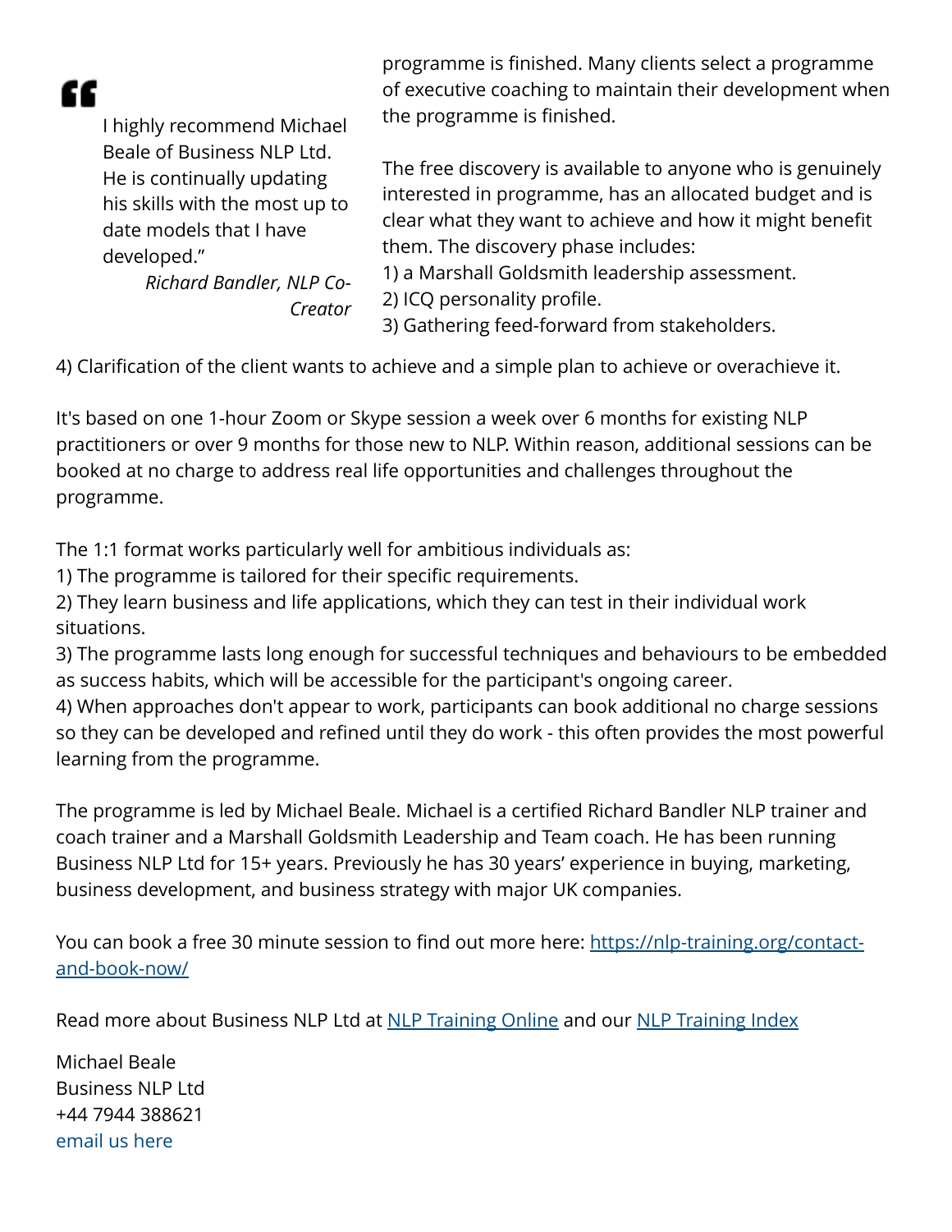> I highly recommend Michael Beale of Business NLP Ltd. He is continually updating his skills with the most up to date models that I have developed."
>
> *Richard Bandler, NLP Co-Creator*

programme is finished. Many clients select a programme of executive coaching to maintain their development when the programme is finished.

The free discovery is available to anyone who is genuinely interested in programme, has an allocated budget and is clear what they want to achieve and how it might benefit them. The discovery phase includes:
1) a Marshall Goldsmith leadership assessment.
2) ICQ personality profile.
3) Gathering feed-forward from stakeholders.
4) Clarification of the client wants to achieve and a simple plan to achieve or overachieve it.

It's based on one 1-hour Zoom or Skype session a week over 6 months for existing NLP practitioners or over 9 months for those new to NLP. Within reason, additional sessions can be booked at no charge to address real life opportunities and challenges throughout the programme.

The 1:1 format works particularly well for ambitious individuals as:
1) The programme is tailored for their specific requirements.
2) They learn business and life applications, which they can test in their individual work situations.
3) The programme lasts long enough for successful techniques and behaviours to be embedded as success habits, which will be accessible for the participant's ongoing career.
4) When approaches don't appear to work, participants can book additional no charge sessions so they can be developed and refined until they do work - this often provides the most powerful learning from the programme.

The programme is led by Michael Beale. Michael is a certified Richard Bandler NLP trainer and coach trainer and a Marshall Goldsmith Leadership and Team coach. He has been running Business NLP Ltd for 15+ years. Previously he has 30 years' experience in buying, marketing, business development, and business strategy with major UK companies.

You can book a free 30 minute session to find out more here: [https://nlp-training.org/contact-and-book-now/](https://nlp-training.org/contact-and-book-now/)

Read more about Business NLP Ltd at [NLP Training Online]() and our [NLP Training Index]()

Michael Beale
Business NLP Ltd
+44 7944 388621
[email us here]()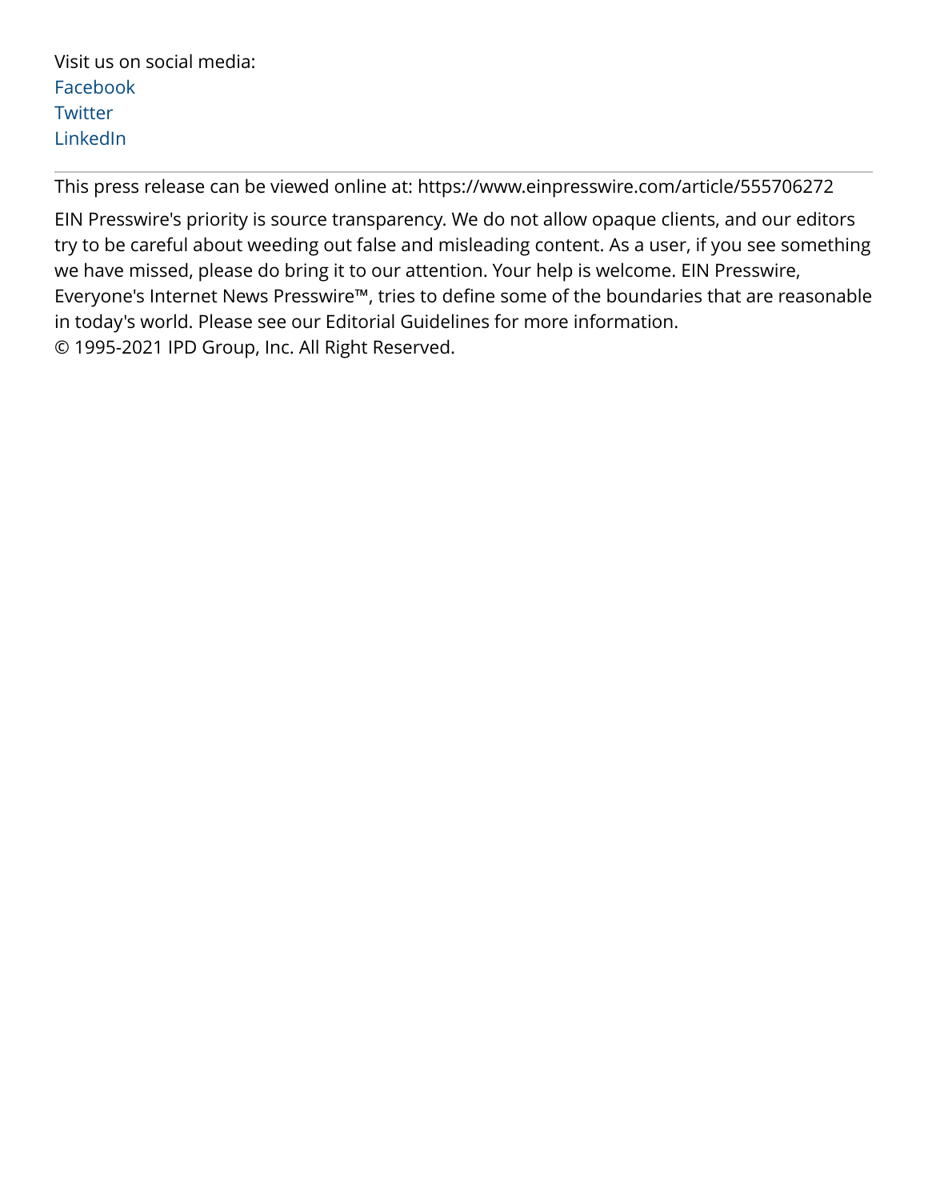Visit us on social media:
Facebook
Twitter
LinkedIn

---

This press release can be viewed online at: https://www.einpresswire.com/article/555706272

EIN Presswire's priority is source transparency. We do not allow opaque clients, and our editors try to be careful about weeding out false and misleading content. As a user, if you see something we have missed, please do bring it to our attention. Your help is welcome. EIN Presswire, Everyone's Internet News Presswire™, tries to define some of the boundaries that are reasonable in today's world. Please see our Editorial Guidelines for more information.
© 1995-2021 IPD Group, Inc. All Right Reserved.